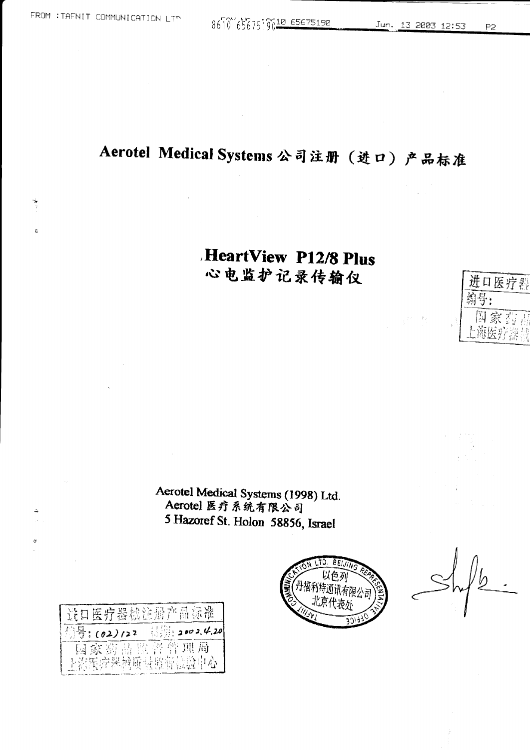# Aerotel Medical Systems 公司注册（进口）产品标准

## HeartView P12/8 Plus
## 心电监护记录传输仪

Aerotel Medical Systems (1998) Ltd.
Aerotel 医疗系统有限公司
5 Hazoref St. Holon 58856, Israel

以色列 丹福利特通讯有限公司 北京代表处

进口医疗器械注册产品标准
编号：(02)122 日期：2002.4.20
国家药品监督管理局
上海医疗器械质量监督检验中心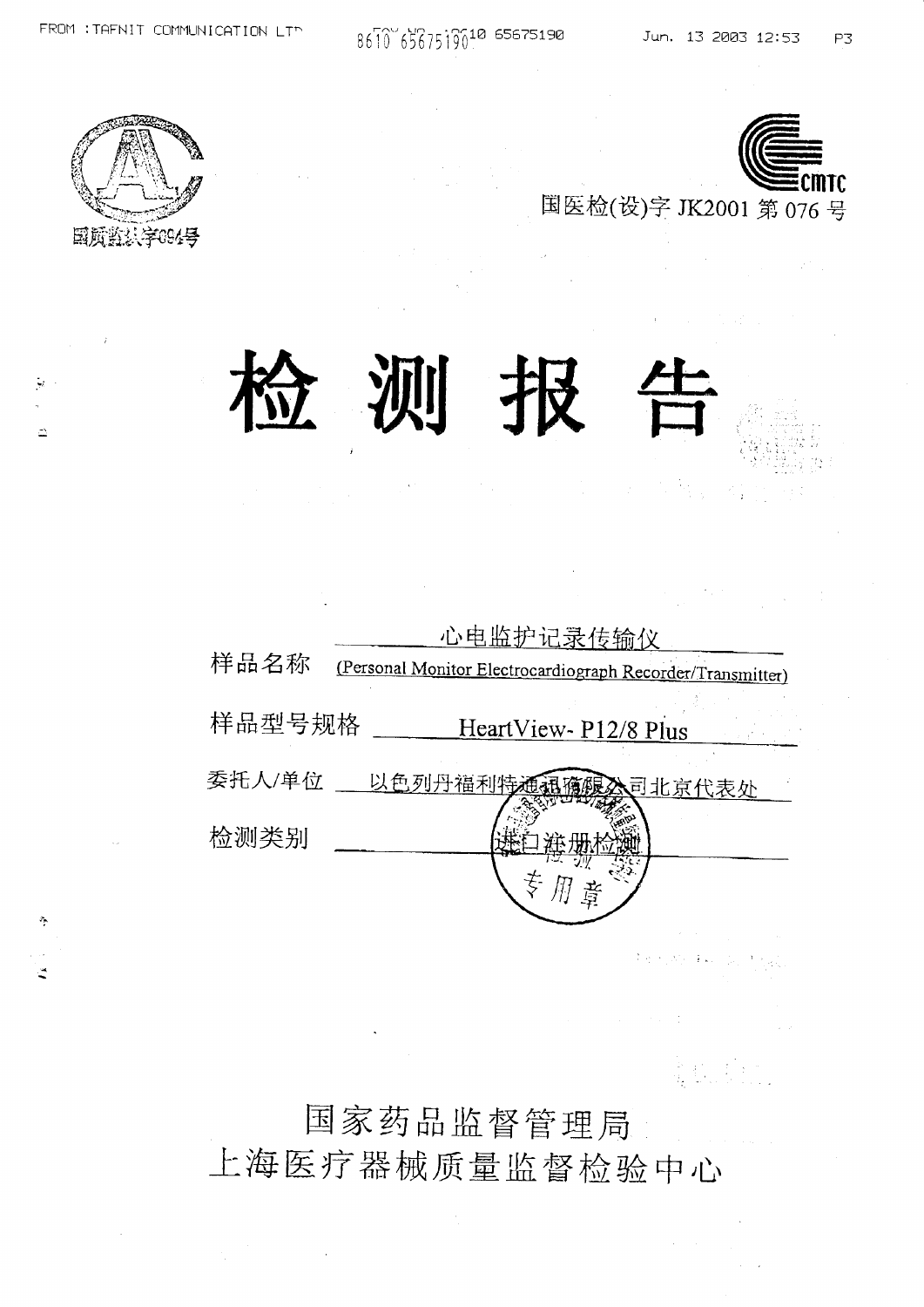国质监认字094号

国医检(设)字 JK2001 第 076 号

# 检 测 报 告

样品名称 心电监护记录传输仪 (Personal Monitor Electrocardiograph Recorder/Transmitter)

样品型号规格 HeartView- P12/8 Plus

委托人/单位 以色列丹福利特通讯有限公司北京代表处

检测类别 进口注册检测

国家药品监督管理局

上海医疗器械质量监督检验中心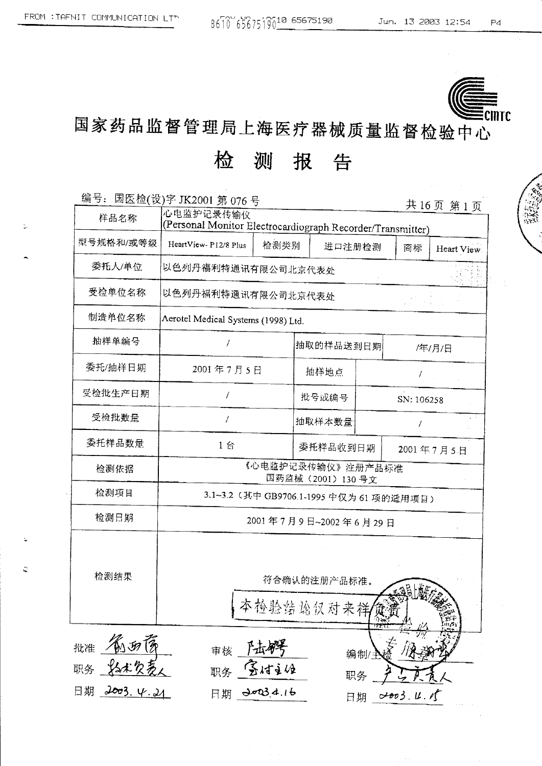# 国家药品监督管理局上海医疗器械质量监督检验中心

# 检 测 报 告

编号：国医检(设)字 JK2001 第 076 号　　　　共 16 页 第 1 页

| | | | | | |
|---|---|---|---|---|---|
| 样品名称 | 心电监护记录传输仪 (Personal Monitor Electrocardiograph Recorder/Transmitter) | | | | |
| 型号规格和/或等级 | HeartView- P12/8 Plus | 检测类别 | 进口注册检测 | 商标 | Heart View |
| 委托人/单位 | 以色列丹福利特通讯有限公司北京代表处 | | | | |
| 受检单位名称 | 以色列丹福利特通讯有限公司北京代表处 | | | | |
| 制造单位名称 | Aerotel Medical Systems (1998) Ltd. | | | | |
| 抽样单编号 | / | 抽取的样品送到日期 | /年/月/日 | | |
| 委托/抽样日期 | 2001 年 7 月 5 日 | 抽样地点 | / | | |
| 受检批生产日期 | / | 批号或编号 | SN: 106258 | | |
| 受检批数量 | / | 抽取样本数量 | / | | |
| 委托样品数量 | 1 台 | 委托样品收到日期 | 2001 年 7 月 5 日 | | |
| 检测依据 | 《心电监护记录传输仪》注册产品标准 国药监械（2001）130 号文 | | | | |
| 检测项目 | 3.1~3.2（其中 GB9706.1-1995 中仅为 61 项的适用项目） | | | | |
| 检测日期 | 2001 年 7 月 9 日~2002 年 6 月 29 日 | | | | |
| 检测结果 | 符合确认的注册产品标准。 本检验结论仅对来样负责 | | | | |

批准 ______ 职务 技术负责人 日期 2003.4.21

审核 ______ 职务 室付主任 日期 2003.4.16

编制/主检 ______ 职务 产品负责人 日期 2003.4.15